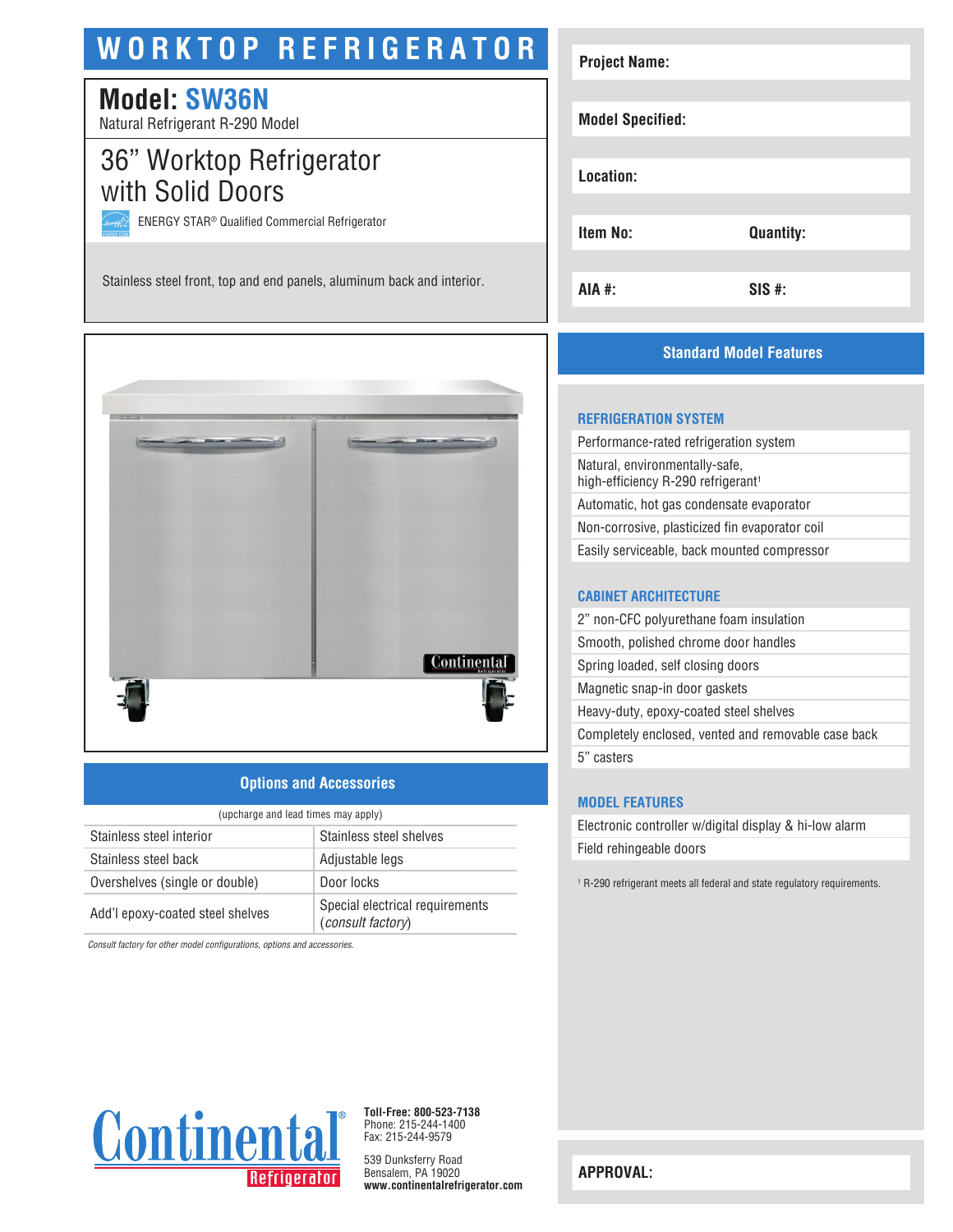# WORKTOP REFRIGERATOR

## Model: SW36N

Natural Refrigerant R-290 Model

## 36" Worktop Refrigerator with Solid Doors

ENERGY STAR® Qualified Commercial Refrigerator

Stainless steel front, top and end panels, aluminum back and interior.

| | |
|---|---|
| **Project Name:** | |
| **Model Specified:** | |
| **Location:** | |
| **Item No:** | **Quantity:** |
| **AIA #:** | **SIS #:** |

## Standard Model Features

### REFRIGERATION SYSTEM

- Performance-rated refrigeration system
- Natural, environmentally-safe, high-efficiency R-290 refrigerant[1]
- Automatic, hot gas condensate evaporator
- Non-corrosive, plasticized fin evaporator coil
- Easily serviceable, back mounted compressor

### CABINET ARCHITECTURE

- 2" non-CFC polyurethane foam insulation
- Smooth, polished chrome door handles
- Spring loaded, self closing doors
- Magnetic snap-in door gaskets
- Heavy-duty, epoxy-coated steel shelves
- Completely enclosed, vented and removable case back
- 5" casters

### MODEL FEATURES

- Electronic controller w/digital display & hi-low alarm
- Field rehingeable doors

[1] R-290 refrigerant meets all federal and state regulatory requirements.

## Options and Accessories

(upcharge and lead times may apply)

| | |
|---|---|
| Stainless steel interior | Stainless steel shelves |
| Stainless steel back | Adjustable legs |
| Overshelves (single or double) | Door locks |
| Add'l epoxy-coated steel shelves | Special electrical requirements (*consult factory*) |

*Consult factory for other model configurations, options and accessories.*

Continental® Refrigerator

**Toll-Free: 800-523-7138**
Phone: 215-244-1400
Fax: 215-244-9579

539 Dunksferry Road
Bensalem, PA 19020
**www.continentalrefrigerator.com**

**APPROVAL:**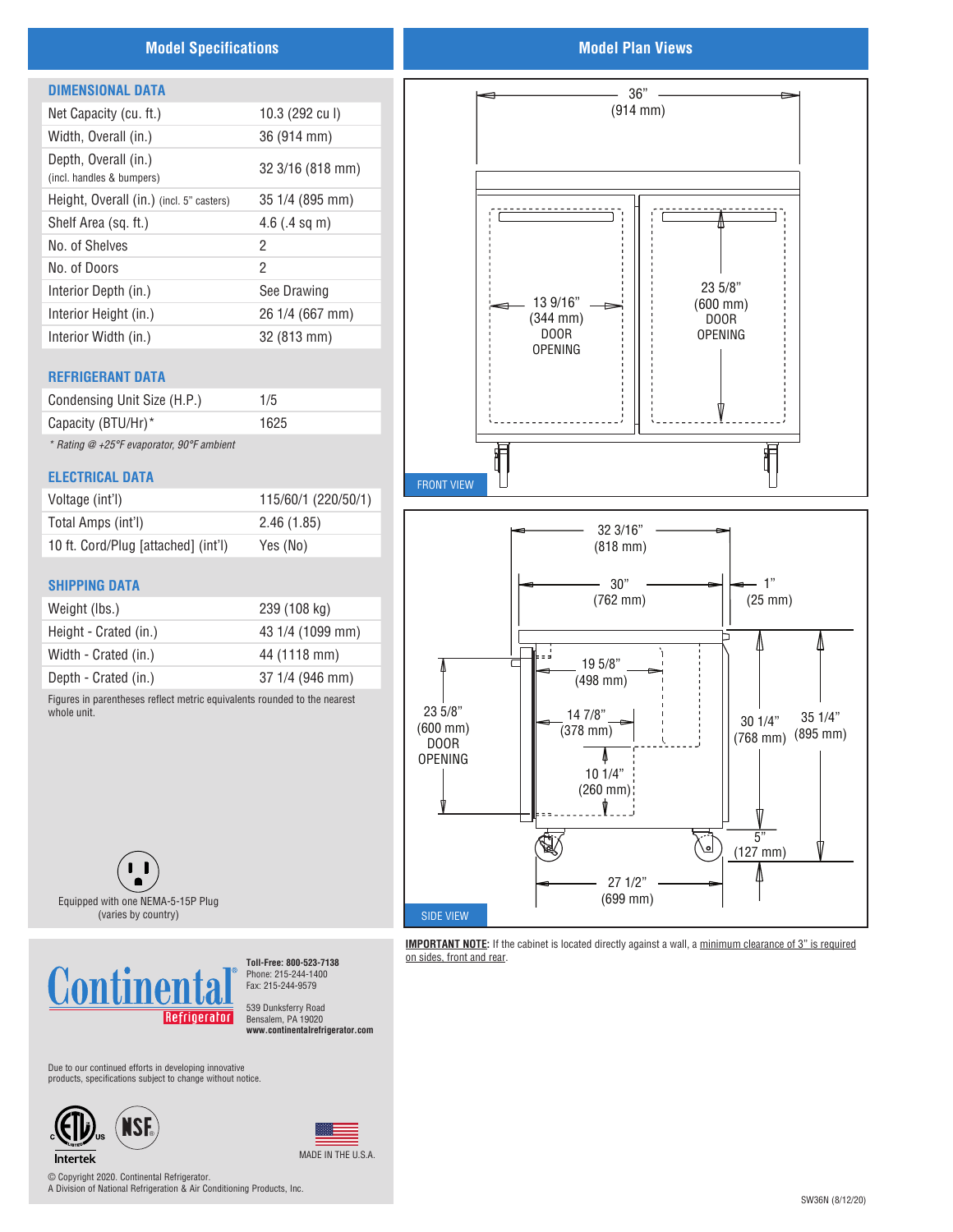## Model Specifications

### DIMENSIONAL DATA

| | |
|---|---|
| Net Capacity (cu. ft.) | 10.3 (292 cu l) |
| Width, Overall (in.) | 36 (914 mm) |
| Depth, Overall (in.) (incl. handles & bumpers) | 32 3/16 (818 mm) |
| Height, Overall (in.) (incl. 5" casters) | 35 1/4 (895 mm) |
| Shelf Area (sq. ft.) | 4.6 (.4 sq m) |
| No. of Shelves | 2 |
| No. of Doors | 2 |
| Interior Depth (in.) | See Drawing |
| Interior Height (in.) | 26 1/4 (667 mm) |
| Interior Width (in.) | 32 (813 mm) |

### REFRIGERANT DATA

| | |
|---|---|
| Condensing Unit Size (H.P.) | 1/5 |
| Capacity (BTU/Hr)* | 1625 |

*\* Rating @ +25°F evaporator, 90°F ambient*

### ELECTRICAL DATA

| | |
|---|---|
| Voltage (int'l) | 115/60/1 (220/50/1) |
| Total Amps (int'l) | 2.46 (1.85) |
| 10 ft. Cord/Plug [attached] (int'l) | Yes (No) |

### SHIPPING DATA

| | |
|---|---|
| Weight (lbs.) | 239 (108 kg) |
| Height - Crated (in.) | 43 1/4 (1099 mm) |
| Width - Crated (in.) | 44 (1118 mm) |
| Depth - Crated (in.) | 37 1/4 (946 mm) |

Figures in parentheses reflect metric equivalents rounded to the nearest whole unit.

Equipped with one NEMA-5-15P Plug (varies by country)

## Model Plan Views

FRONT VIEW

36" (914 mm)

13 9/16" (344 mm) DOOR OPENING

23 5/8" (600 mm) DOOR OPENING

SIDE VIEW

32 3/16" (818 mm)

30" (762 mm)

1" (25 mm)

19 5/8" (498 mm)

14 7/8" (378 mm)

10 1/4" (260 mm)

23 5/8" (600 mm) DOOR OPENING

30 1/4" (768 mm)

35 1/4" (895 mm)

5" (127 mm)

27 1/2" (699 mm)

**IMPORTANT NOTE:** If the cabinet is located directly against a wall, a minimum clearance of 3" is required on sides, front and rear.

**Continental Refrigerator**

**Toll-Free: 800-523-7138**
Phone: 215-244-1400
Fax: 215-244-9579

539 Dunksferry Road
Bensalem, PA 19020
**www.continentalrefrigerator.com**

Due to our continued efforts in developing innovative products, specifications subject to change without notice.

Intertek

MADE IN THE U.S.A.

© Copyright 2020. Continental Refrigerator.
A Division of National Refrigeration & Air Conditioning Products, Inc.

SW36N (8/12/20)